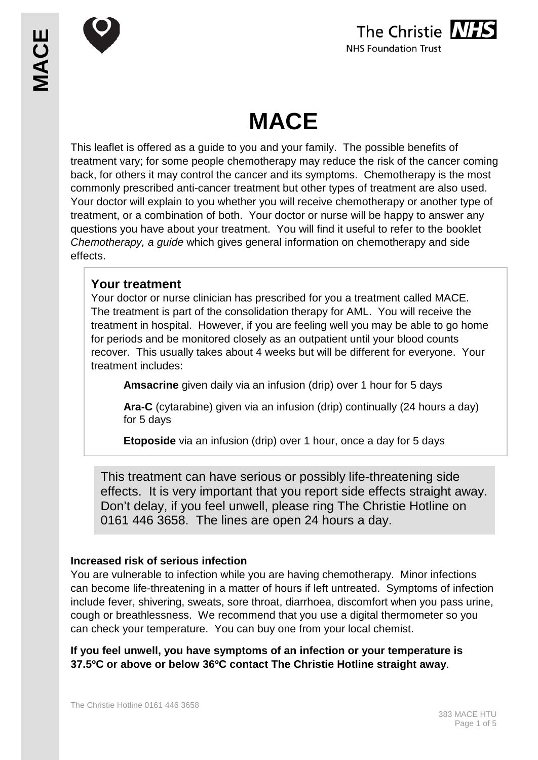# MACE

This leaflet is offered as a guide to you and your family. The possible benefits of treatment vary; for some people chemotherapy may reduce the risk of the cancer coming back, for others it may control the cancer and its symptoms. Chemotherapy is the most commonly prescribed anti-cancer treatment but other types of treatment are also used. Your doctor will explain to you whether you will receive chemotherapy or another type of treatment, or a combination of both. Your doctor or nurse will be happy to answer any questions you have about your treatment. You will find it useful to refer to the booklet *Chemotherapy, a guide* which gives general information on chemotherapy and side effects.

## Your treatment

Your doctor or nurse clinician has prescribed for you a treatment called MACE. The treatment is part of the consolidation therapy for AML. You will receive the treatment in hospital. However, if you are feeling well you may be able to go home for periods and be monitored closely as an outpatient until your blood counts recover. This usually takes about 4 weeks but will be different for everyone. Your treatment includes:

**Amsacrine** given daily via an infusion (drip) over 1 hour for 5 days

**Ara-C** (cytarabine) given via an infusion (drip) continually (24 hours a day) for 5 days

**Etoposide** via an infusion (drip) over 1 hour, once a day for 5 days

This treatment can have serious or possibly life-threatening side effects. It is very important that you report side effects straight away. Don't delay, if you feel unwell, please ring The Christie Hotline on 0161 446 3658. The lines are open 24 hours a day.

### Increased risk of serious infection

You are vulnerable to infection while you are having chemotherapy. Minor infections can become life-threatening in a matter of hours if left untreated. Symptoms of infection include fever, shivering, sweats, sore throat, diarrhoea, discomfort when you pass urine, cough or breathlessness. We recommend that you use a digital thermometer so you can check your temperature. You can buy one from your local chemist.

**If you feel unwell, you have symptoms of an infection or your temperature is 37.5ºC or above or below 36ºC contact The Christie Hotline straight away**.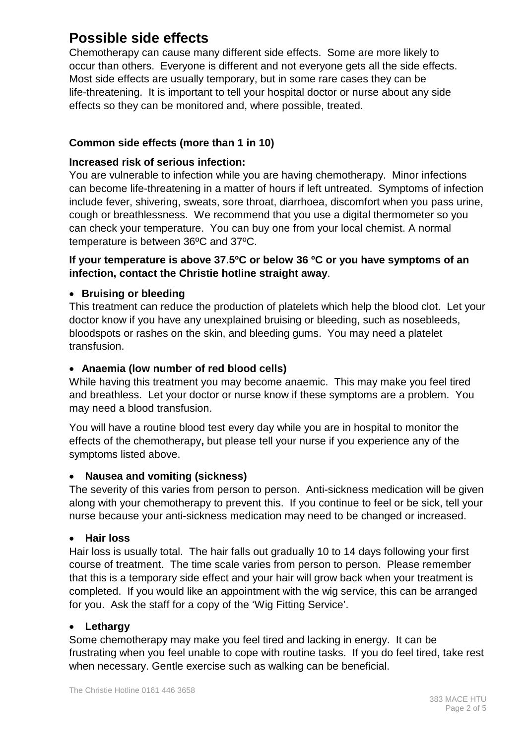# Possible side effects

Chemotherapy can cause many different side effects. Some are more likely to occur than others. Everyone is different and not everyone gets all the side effects. Most side effects are usually temporary, but in some rare cases they can be life-threatening. It is important to tell your hospital doctor or nurse about any side effects so they can be monitored and, where possible, treated.

### Common side effects (more than 1 in 10)

**Increased risk of serious infection:**

You are vulnerable to infection while you are having chemotherapy. Minor infections can become life-threatening in a matter of hours if left untreated. Symptoms of infection include fever, shivering, sweats, sore throat, diarrhoea, discomfort when you pass urine, cough or breathlessness. We recommend that you use a digital thermometer so you can check your temperature. You can buy one from your local chemist. A normal temperature is between 36ºC and 37ºC.

**If your temperature is above 37.5ºC or below 36 ºC or you have symptoms of an infection, contact the Christie hotline straight away**.

- **Bruising or bleeding**

This treatment can reduce the production of platelets which help the blood clot. Let your doctor know if you have any unexplained bruising or bleeding, such as nosebleeds, bloodspots or rashes on the skin, and bleeding gums. You may need a platelet transfusion.

- **Anaemia (low number of red blood cells)**

While having this treatment you may become anaemic. This may make you feel tired and breathless. Let your doctor or nurse know if these symptoms are a problem. You may need a blood transfusion.

You will have a routine blood test every day while you are in hospital to monitor the effects of the chemotherapy**,** but please tell your nurse if you experience any of the symptoms listed above.

- **Nausea and vomiting (sickness)**

The severity of this varies from person to person. Anti-sickness medication will be given along with your chemotherapy to prevent this. If you continue to feel or be sick, tell your nurse because your anti-sickness medication may need to be changed or increased.

- **Hair loss**

Hair loss is usually total. The hair falls out gradually 10 to 14 days following your first course of treatment. The time scale varies from person to person. Please remember that this is a temporary side effect and your hair will grow back when your treatment is completed. If you would like an appointment with the wig service, this can be arranged for you. Ask the staff for a copy of the 'Wig Fitting Service'.

- **Lethargy**

Some chemotherapy may make you feel tired and lacking in energy. It can be frustrating when you feel unable to cope with routine tasks. If you do feel tired, take rest when necessary. Gentle exercise such as walking can be beneficial.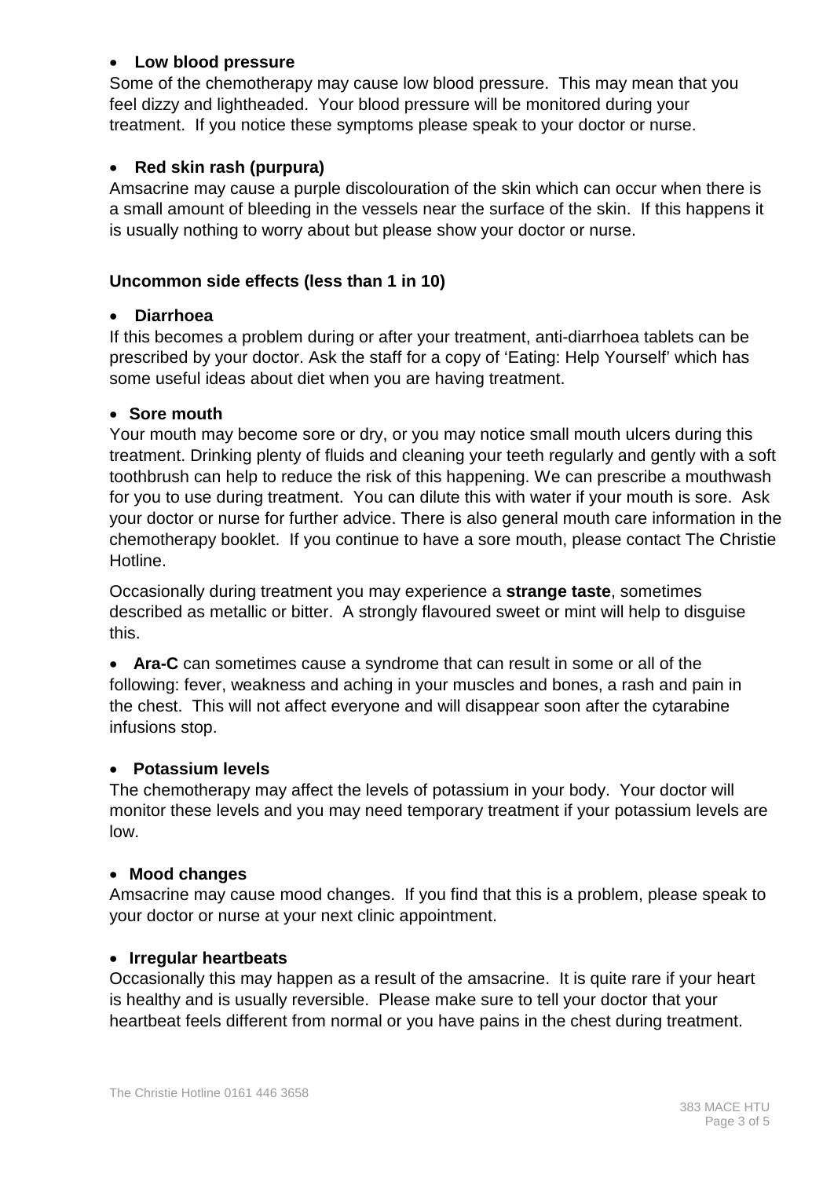- **Low blood pressure**

Some of the chemotherapy may cause low blood pressure. This may mean that you feel dizzy and lightheaded. Your blood pressure will be monitored during your treatment. If you notice these symptoms please speak to your doctor or nurse.

- **Red skin rash (purpura)**

Amsacrine may cause a purple discolouration of the skin which can occur when there is a small amount of bleeding in the vessels near the surface of the skin. If this happens it is usually nothing to worry about but please show your doctor or nurse.

**Uncommon side effects (less than 1 in 10)**

- **Diarrhoea**

If this becomes a problem during or after your treatment, anti-diarrhoea tablets can be prescribed by your doctor. Ask the staff for a copy of 'Eating: Help Yourself' which has some useful ideas about diet when you are having treatment.

- **Sore mouth**

Your mouth may become sore or dry, or you may notice small mouth ulcers during this treatment. Drinking plenty of fluids and cleaning your teeth regularly and gently with a soft toothbrush can help to reduce the risk of this happening. We can prescribe a mouthwash for you to use during treatment. You can dilute this with water if your mouth is sore. Ask your doctor or nurse for further advice. There is also general mouth care information in the chemotherapy booklet. If you continue to have a sore mouth, please contact The Christie Hotline.

Occasionally during treatment you may experience a **strange taste**, sometimes described as metallic or bitter. A strongly flavoured sweet or mint will help to disguise this.

- **Ara-C** can sometimes cause a syndrome that can result in some or all of the following: fever, weakness and aching in your muscles and bones, a rash and pain in the chest. This will not affect everyone and will disappear soon after the cytarabine infusions stop.

- **Potassium levels**

The chemotherapy may affect the levels of potassium in your body. Your doctor will monitor these levels and you may need temporary treatment if your potassium levels are low.

- **Mood changes**

Amsacrine may cause mood changes. If you find that this is a problem, please speak to your doctor or nurse at your next clinic appointment.

- **Irregular heartbeats**

Occasionally this may happen as a result of the amsacrine. It is quite rare if your heart is healthy and is usually reversible. Please make sure to tell your doctor that your heartbeat feels different from normal or you have pains in the chest during treatment.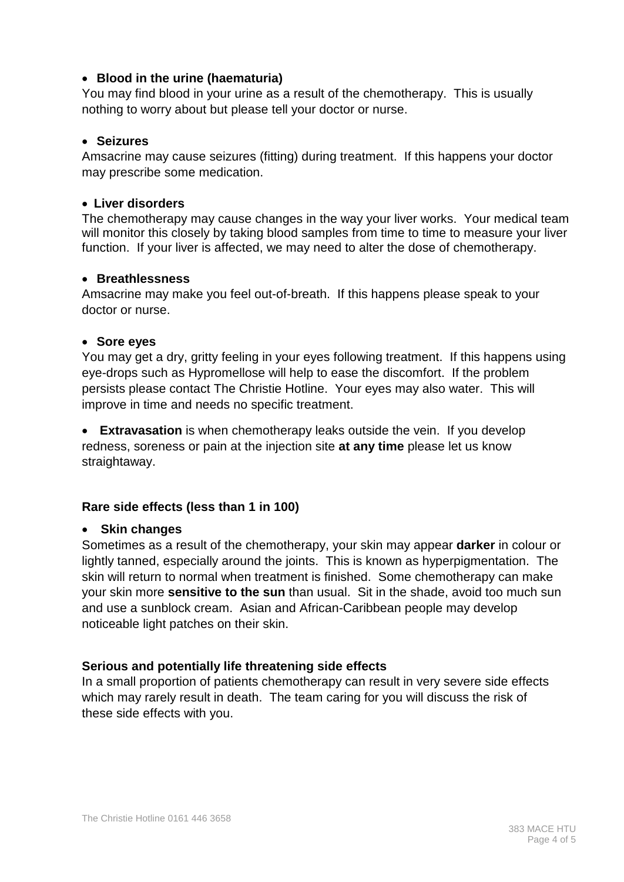- **Blood in the urine (haematuria)**

You may find blood in your urine as a result of the chemotherapy. This is usually nothing to worry about but please tell your doctor or nurse.

- **Seizures**

Amsacrine may cause seizures (fitting) during treatment. If this happens your doctor may prescribe some medication.

- **Liver disorders**

The chemotherapy may cause changes in the way your liver works. Your medical team will monitor this closely by taking blood samples from time to time to measure your liver function. If your liver is affected, we may need to alter the dose of chemotherapy.

- **Breathlessness**

Amsacrine may make you feel out-of-breath. If this happens please speak to your doctor or nurse.

- **Sore eyes**

You may get a dry, gritty feeling in your eyes following treatment. If this happens using eye-drops such as Hypromellose will help to ease the discomfort. If the problem persists please contact The Christie Hotline. Your eyes may also water. This will improve in time and needs no specific treatment.

- **Extravasation** is when chemotherapy leaks outside the vein. If you develop redness, soreness or pain at the injection site **at any time** please let us know straightaway.

### Rare side effects (less than 1 in 100)

- **Skin changes**

Sometimes as a result of the chemotherapy, your skin may appear **darker** in colour or lightly tanned, especially around the joints. This is known as hyperpigmentation. The skin will return to normal when treatment is finished. Some chemotherapy can make your skin more **sensitive to the sun** than usual. Sit in the shade, avoid too much sun and use a sunblock cream. Asian and African-Caribbean people may develop noticeable light patches on their skin.

### Serious and potentially life threatening side effects

In a small proportion of patients chemotherapy can result in very severe side effects which may rarely result in death. The team caring for you will discuss the risk of these side effects with you.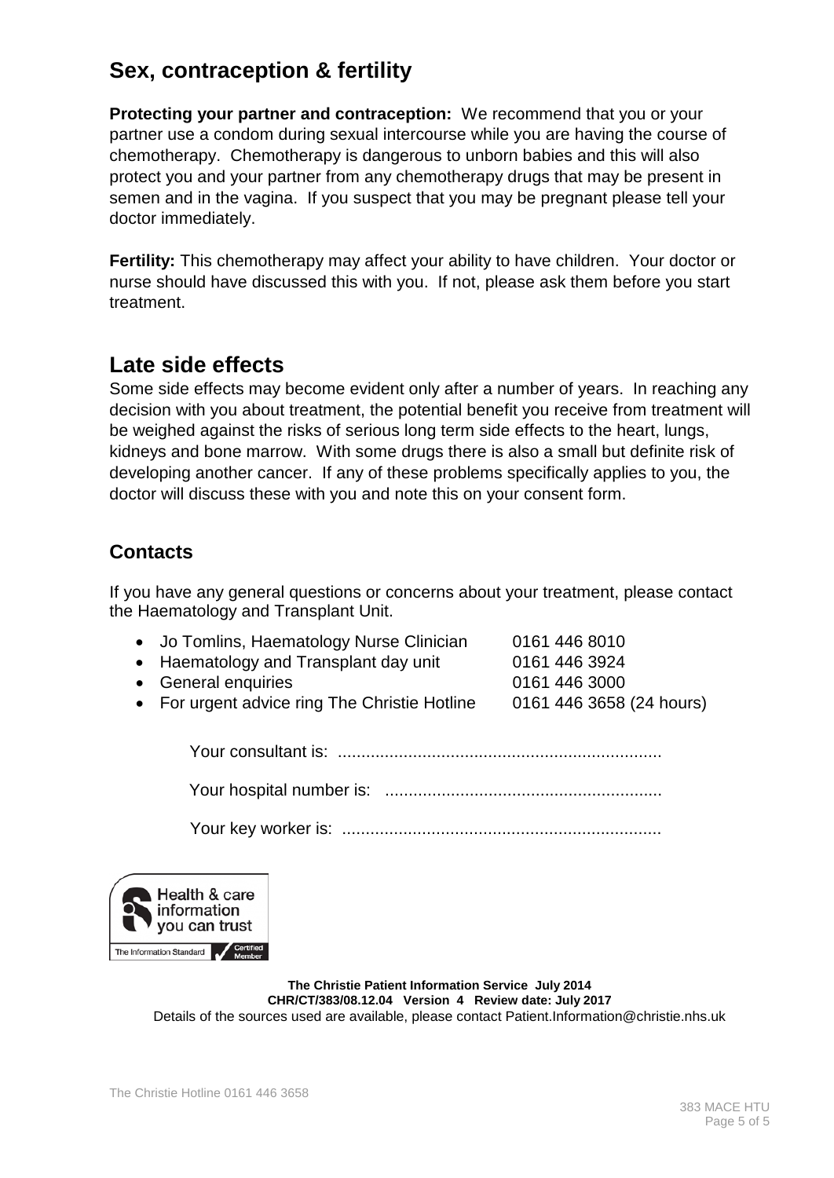## Sex, contraception & fertility

**Protecting your partner and contraception:** We recommend that you or your partner use a condom during sexual intercourse while you are having the course of chemotherapy. Chemotherapy is dangerous to unborn babies and this will also protect you and your partner from any chemotherapy drugs that may be present in semen and in the vagina. If you suspect that you may be pregnant please tell your doctor immediately.

**Fertility:** This chemotherapy may affect your ability to have children. Your doctor or nurse should have discussed this with you. If not, please ask them before you start treatment.

## Late side effects

Some side effects may become evident only after a number of years. In reaching any decision with you about treatment, the potential benefit you receive from treatment will be weighed against the risks of serious long term side effects to the heart, lungs, kidneys and bone marrow. With some drugs there is also a small but definite risk of developing another cancer. If any of these problems specifically applies to you, the doctor will discuss these with you and note this on your consent form.

### Contacts

If you have any general questions or concerns about your treatment, please contact the Haematology and Transplant Unit.

- Jo Tomlins, Haematology Nurse Clinician 0161 446 8010
- Haematology and Transplant day unit 0161 446 3924
- General enquiries 0161 446 3000
- For urgent advice ring The Christie Hotline 0161 446 3658 (24 hours)

Your consultant is: ....................................................................

Your hospital number is: ..........................................................

Your key worker is: ...................................................................

Health & care information you can trust

The Information Standard Certified Member

**The Christie Patient Information Service July 2014**
**CHR/CT/383/08.12.04 Version 4 Review date: July 2017**
Details of the sources used are available, please contact Patient.Information@christie.nhs.uk